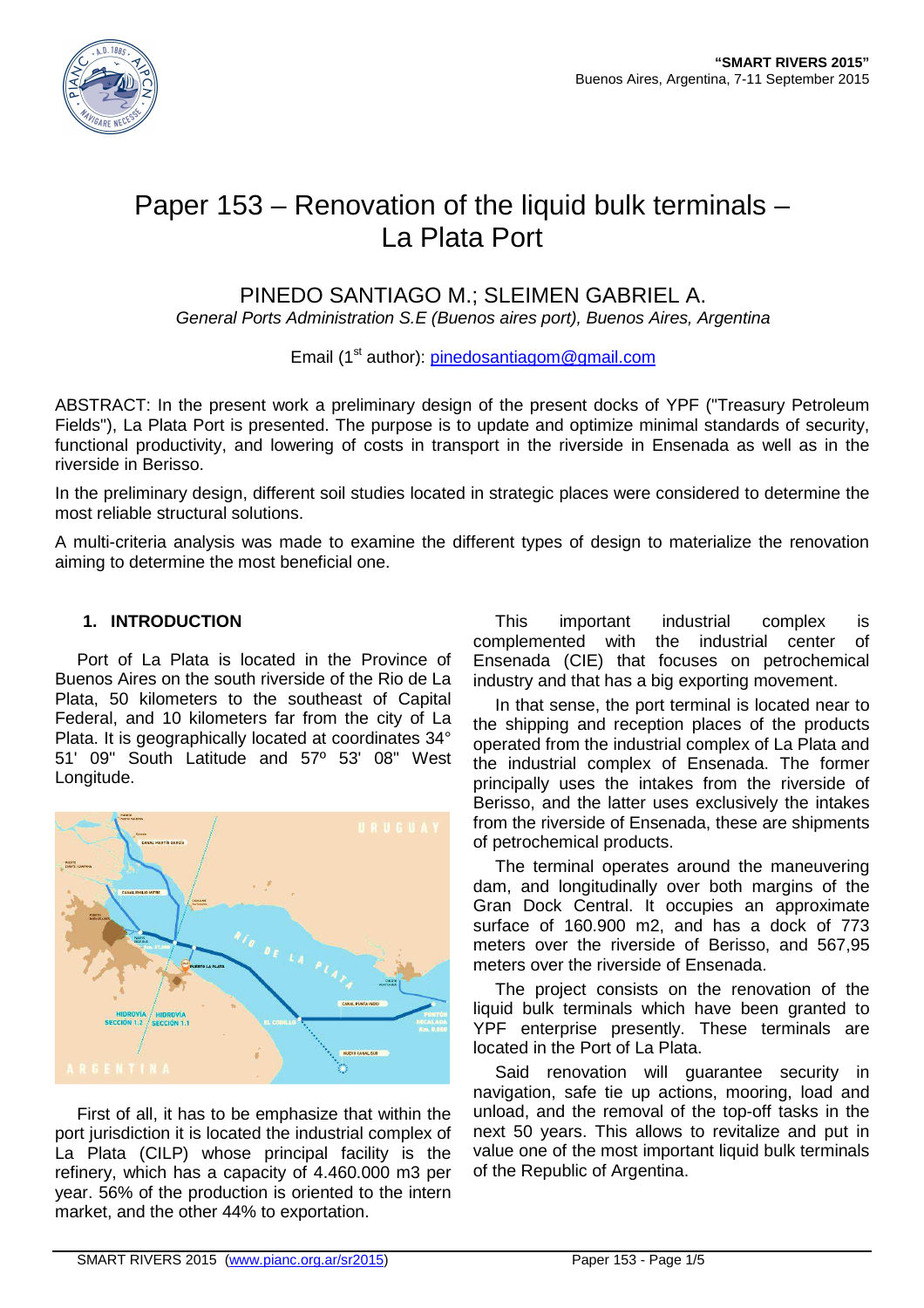# Paper 153 – Renovation of the liquid bulk terminals – La Plata Port

PINEDO SANTIAGO M.; SLEIMEN GABRIEL A.

*General Ports Administration S.E (Buenos aires port), Buenos Aires, Argentina*

Email (1st author): pinedosantiagom@gmail.com

ABSTRACT: In the present work a preliminary design of the present docks of YPF ("Treasury Petroleum Fields"), La Plata Port is presented. The purpose is to update and optimize minimal standards of security, functional productivity, and lowering of costs in transport in the riverside in Ensenada as well as in the riverside in Berisso.

In the preliminary design, different soil studies located in strategic places were considered to determine the most reliable structural solutions.

A multi-criteria analysis was made to examine the different types of design to materialize the renovation aiming to determine the most beneficial one.

## 1. INTRODUCTION

Port of La Plata is located in the Province of Buenos Aires on the south riverside of the Rio de La Plata, 50 kilometers to the southeast of Capital Federal, and 10 kilometers far from the city of La Plata. It is geographically located at coordinates 34° 51' 09" South Latitude and 57º 53' 08" West Longitude.

First of all, it has to be emphasize that within the port jurisdiction it is located the industrial complex of La Plata (CILP) whose principal facility is the refinery, which has a capacity of 4.460.000 m3 per year. 56% of the production is oriented to the intern market, and the other 44% to exportation.

This important industrial complex is complemented with the industrial center of Ensenada (CIE) that focuses on petrochemical industry and that has a big exporting movement.

In that sense, the port terminal is located near to the shipping and reception places of the products operated from the industrial complex of La Plata and the industrial complex of Ensenada. The former principally uses the intakes from the riverside of Berisso, and the latter uses exclusively the intakes from the riverside of Ensenada, these are shipments of petrochemical products.

The terminal operates around the maneuvering dam, and longitudinally over both margins of the Gran Dock Central. It occupies an approximate surface of 160.900 m2, and has a dock of 773 meters over the riverside of Berisso, and 567,95 meters over the riverside of Ensenada.

The project consists on the renovation of the liquid bulk terminals which have been granted to YPF enterprise presently. These terminals are located in the Port of La Plata.

Said renovation will guarantee security in navigation, safe tie up actions, mooring, load and unload, and the removal of the top-off tasks in the next 50 years. This allows to revitalize and put in value one of the most important liquid bulk terminals of the Republic of Argentina.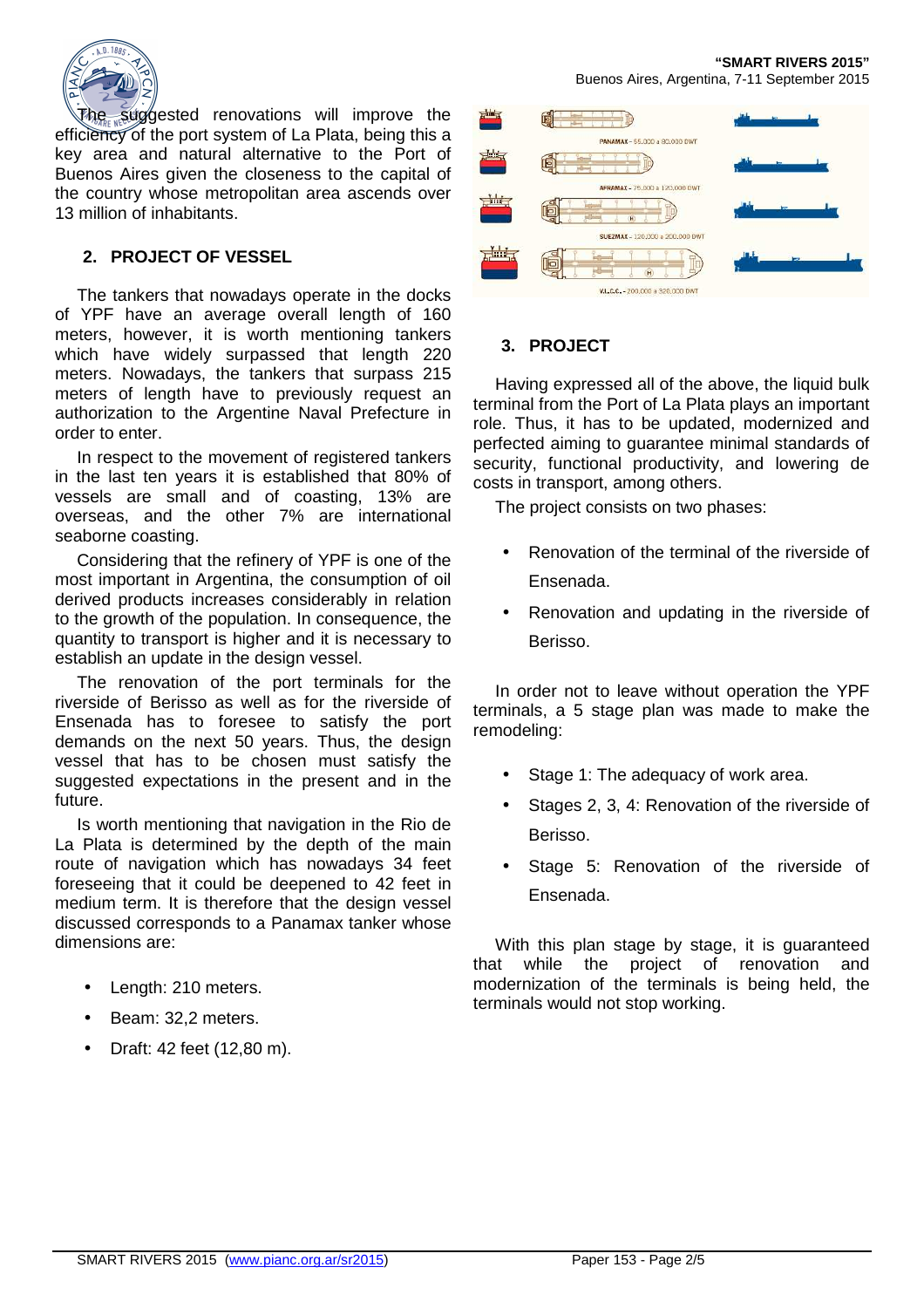The suggested renovations will improve the efficiency of the port system of La Plata, being this a key area and natural alternative to the Port of Buenos Aires given the closeness to the capital of the country whose metropolitan area ascends over 13 million of inhabitants.

## 2. PROJECT OF VESSEL

The tankers that nowadays operate in the docks of YPF have an average overall length of 160 meters, however, it is worth mentioning tankers which have widely surpassed that length 220 meters. Nowadays, the tankers that surpass 215 meters of length have to previously request an authorization to the Argentine Naval Prefecture in order to enter.

In respect to the movement of registered tankers in the last ten years it is established that 80% of vessels are small and of coasting, 13% are overseas, and the other 7% are international seaborne coasting.

Considering that the refinery of YPF is one of the most important in Argentina, the consumption of oil derived products increases considerably in relation to the growth of the population. In consequence, the quantity to transport is higher and it is necessary to establish an update in the design vessel.

The renovation of the port terminals for the riverside of Berisso as well as for the riverside of Ensenada has to foresee to satisfy the port demands on the next 50 years. Thus, the design vessel that has to be chosen must satisfy the suggested expectations in the present and in the future.

Is worth mentioning that navigation in the Rio de La Plata is determined by the depth of the main route of navigation which has nowadays 34 feet foreseeing that it could be deepened to 42 feet in medium term. It is therefore that the design vessel discussed corresponds to a Panamax tanker whose dimensions are:

- Length: 210 meters.
- Beam: 32,2 meters.
- Draft: 42 feet (12,80 m).

PANAMAX – 55.000 a 80.000 DWT

AFRAMAX – 75.000 a 120.000 DWT

SUEZMAX – 120.000 a 200.000 DWT

V.L.C.C. – 200.000 a 320.000 DWT

## 3. PROJECT

Having expressed all of the above, the liquid bulk terminal from the Port of La Plata plays an important role. Thus, it has to be updated, modernized and perfected aiming to guarantee minimal standards of security, functional productivity, and lowering de costs in transport, among others.

The project consists on two phases:

- Renovation of the terminal of the riverside of Ensenada.
- Renovation and updating in the riverside of Berisso.

In order not to leave without operation the YPF terminals, a 5 stage plan was made to make the remodeling:

- Stage 1: The adequacy of work area.
- Stages 2, 3, 4: Renovation of the riverside of Berisso.
- Stage 5: Renovation of the riverside of Ensenada.

With this plan stage by stage, it is guaranteed that while the project of renovation and modernization of the terminals is being held, the terminals would not stop working.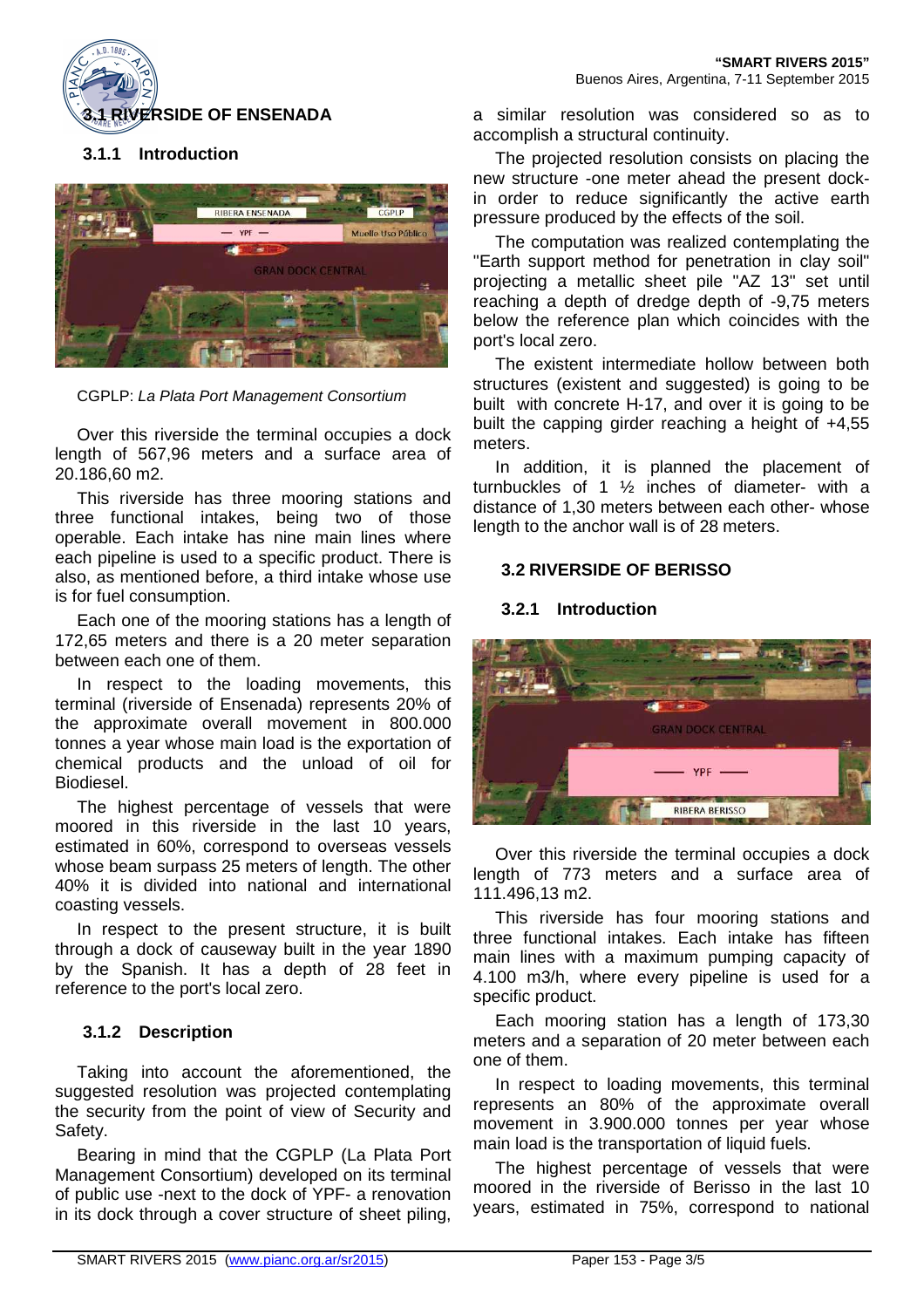## 3.1 RIVERSIDE OF ENSENADA

### 3.1.1 Introduction

CGPLP: *La Plata Port Management Consortium*

Over this riverside the terminal occupies a dock length of 567,96 meters and a surface area of 20.186,60 m2.

This riverside has three mooring stations and three functional intakes, being two of those operable. Each intake has nine main lines where each pipeline is used to a specific product. There is also, as mentioned before, a third intake whose use is for fuel consumption.

Each one of the mooring stations has a length of 172,65 meters and there is a 20 meter separation between each one of them.

In respect to the loading movements, this terminal (riverside of Ensenada) represents 20% of the approximate overall movement in 800.000 tonnes a year whose main load is the exportation of chemical products and the unload of oil for Biodiesel.

The highest percentage of vessels that were moored in this riverside in the last 10 years, estimated in 60%, correspond to overseas vessels whose beam surpass 25 meters of length. The other 40% it is divided into national and international coasting vessels.

In respect to the present structure, it is built through a dock of causeway built in the year 1890 by the Spanish. It has a depth of 28 feet in reference to the port's local zero.

### 3.1.2 Description

Taking into account the aforementioned, the suggested resolution was projected contemplating the security from the point of view of Security and Safety.

Bearing in mind that the CGPLP (La Plata Port Management Consortium) developed on its terminal of public use -next to the dock of YPF- a renovation in its dock through a cover structure of sheet piling, a similar resolution was considered so as to accomplish a structural continuity.

The projected resolution consists on placing the new structure -one meter ahead the present dock- in order to reduce significantly the active earth pressure produced by the effects of the soil.

The computation was realized contemplating the "Earth support method for penetration in clay soil" projecting a metallic sheet pile "AZ 13" set until reaching a depth of dredge depth of -9,75 meters below the reference plan which coincides with the port's local zero.

The existent intermediate hollow between both structures (existent and suggested) is going to be built with concrete H-17, and over it is going to be built the capping girder reaching a height of +4,55 meters.

In addition, it is planned the placement of turnbuckles of 1 ½ inches of diameter- with a distance of 1,30 meters between each other- whose length to the anchor wall is of 28 meters.

## 3.2 RIVERSIDE OF BERISSO

### 3.2.1 Introduction

Over this riverside the terminal occupies a dock length of 773 meters and a surface area of 111.496,13 m2.

This riverside has four mooring stations and three functional intakes. Each intake has fifteen main lines with a maximum pumping capacity of 4.100 m3/h, where every pipeline is used for a specific product.

Each mooring station has a length of 173,30 meters and a separation of 20 meter between each one of them.

In respect to loading movements, this terminal represents an 80% of the approximate overall movement in 3.900.000 tonnes per year whose main load is the transportation of liquid fuels.

The highest percentage of vessels that were moored in the riverside of Berisso in the last 10 years, estimated in 75%, correspond to national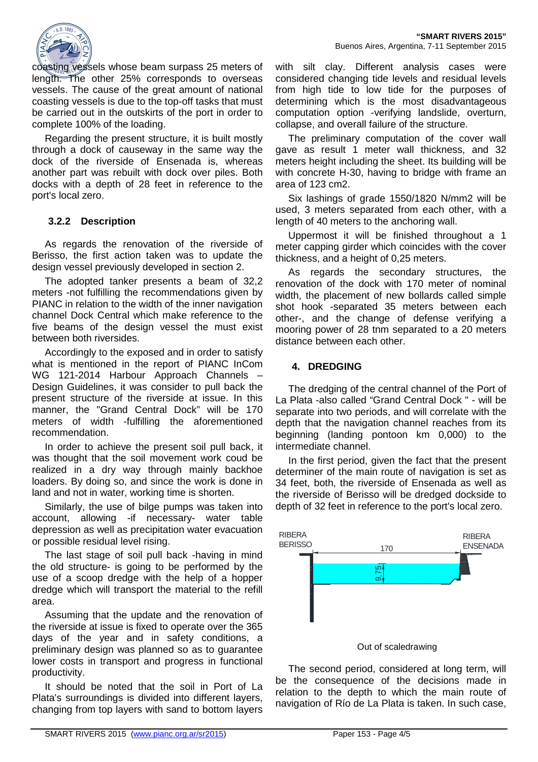coasting vessels whose beam surpass 25 meters of length. The other 25% corresponds to overseas vessels. The cause of the great amount of national coasting vessels is due to the top-off tasks that must be carried out in the outskirts of the port in order to complete 100% of the loading.

Regarding the present structure, it is built mostly through a dock of causeway in the same way the dock of the riverside of Ensenada is, whereas another part was rebuilt with dock over piles. Both docks with a depth of 28 feet in reference to the port's local zero.

### 3.2.2 Description

As regards the renovation of the riverside of Berisso, the first action taken was to update the design vessel previously developed in section 2.

The adopted tanker presents a beam of 32,2 meters -not fulfilling the recommendations given by PIANC in relation to the width of the inner navigation channel Dock Central which make reference to the five beams of the design vessel the must exist between both riversides.

Accordingly to the exposed and in order to satisfy what is mentioned in the report of PIANC InCom WG 121-2014 Harbour Approach Channels – Design Guidelines, it was consider to pull back the present structure of the riverside at issue. In this manner, the "Grand Central Dock" will be 170 meters of width -fulfilling the aforementioned recommendation.

In order to achieve the present soil pull back, it was thought that the soil movement work coud be realized in a dry way through mainly backhoe loaders. By doing so, and since the work is done in land and not in water, working time is shorten.

Similarly, the use of bilge pumps was taken into account, allowing -if necessary- water table depression as well as precipitation water evacuation or possible residual level rising.

The last stage of soil pull back -having in mind the old structure- is going to be performed by the use of a scoop dredge with the help of a hopper dredge which will transport the material to the refill area.

Assuming that the update and the renovation of the riverside at issue is fixed to operate over the 365 days of the year and in safety conditions, a preliminary design was planned so as to guarantee lower costs in transport and progress in functional productivity.

It should be noted that the soil in Port of La Plata's surroundings is divided into different layers, changing from top layers with sand to bottom layers with silt clay. Different analysis cases were considered changing tide levels and residual levels from high tide to low tide for the purposes of determining which is the most disadvantageous computation option -verifying landslide, overturn, collapse, and overall failure of the structure.

The preliminary computation of the cover wall gave as result 1 meter wall thickness, and 32 meters height including the sheet. Its building will be with concrete H-30, having to bridge with frame an area of 123 cm2.

Six lashings of grade 1550/1820 N/mm2 will be used, 3 meters separated from each other, with a length of 40 meters to the anchoring wall.

Uppermost it will be finished throughout a 1 meter capping girder which coincides with the cover thickness, and a height of 0,25 meters.

As regards the secondary structures, the renovation of the dock with 170 meter of nominal width, the placement of new bollards called simple shot hook -separated 35 meters between each other-, and the change of defense verifying a mooring power of 28 tnm separated to a 20 meters distance between each other.

## 4. DREDGING

The dredging of the central channel of the Port of La Plata -also called "Grand Central Dock " - will be separate into two periods, and will correlate with the depth that the navigation channel reaches from its beginning (landing pontoon km 0,000) to the intermediate channel.

In the first period, given the fact that the present determiner of the main route of navigation is set as 34 feet, both, the riverside of Ensenada as well as the riverside of Berisso will be dredged dockside to depth of 32 feet in reference to the port's local zero.

RIBERA BERISSO — 170 — RIBERA ENSENADA — 9,75

Out of scaledrawing

The second period, considered at long term, will be the consequence of the decisions made in relation to the depth to which the main route of navigation of Río de La Plata is taken. In such case,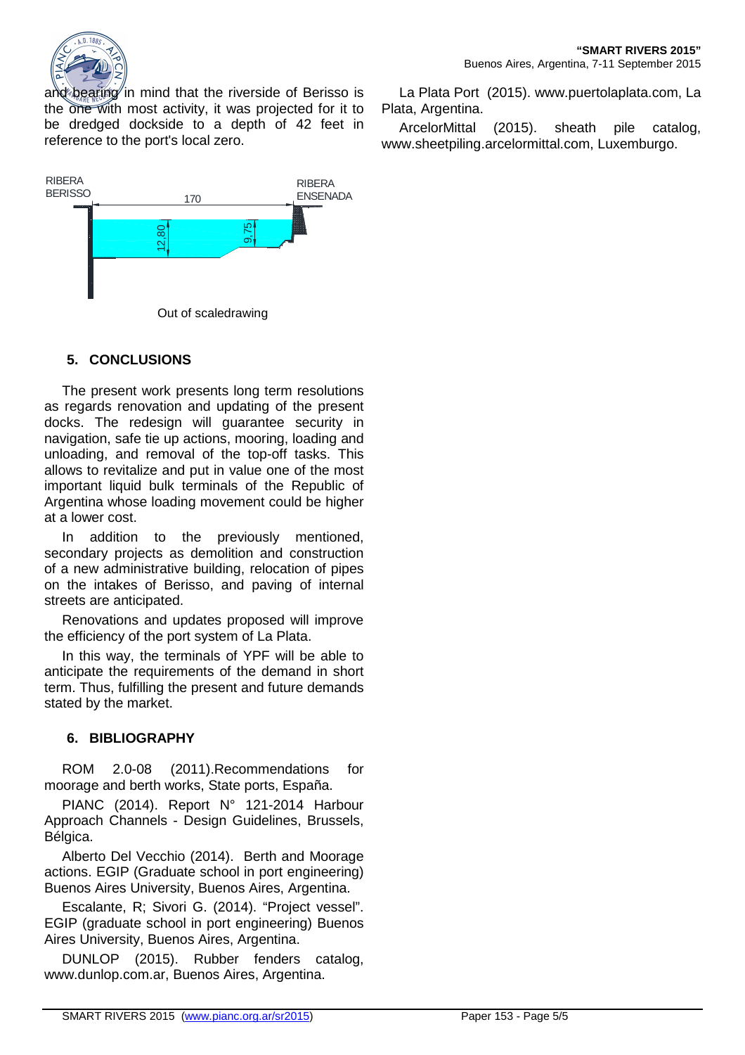and bearing in mind that the riverside of Berisso is the one with most activity, it was projected for it to be dredged dockside to a depth of 42 feet in reference to the port's local zero.

RIBERA BERISSO

RIBERA ENSENADA

170

12,80

9,75

Out of scaledrawing

## 5. CONCLUSIONS

The present work presents long term resolutions as regards renovation and updating of the present docks. The redesign will guarantee security in navigation, safe tie up actions, mooring, loading and unloading, and removal of the top-off tasks. This allows to revitalize and put in value one of the most important liquid bulk terminals of the Republic of Argentina whose loading movement could be higher at a lower cost.

In addition to the previously mentioned, secondary projects as demolition and construction of a new administrative building, relocation of pipes on the intakes of Berisso, and paving of internal streets are anticipated.

Renovations and updates proposed will improve the efficiency of the port system of La Plata.

In this way, the terminals of YPF will be able to anticipate the requirements of the demand in short term. Thus, fulfilling the present and future demands stated by the market.

## 6. BIBLIOGRAPHY

ROM 2.0-08 (2011).Recommendations for moorage and berth works, State ports, España.

PIANC (2014). Report N° 121-2014 Harbour Approach Channels - Design Guidelines, Brussels, Bélgica.

Alberto Del Vecchio (2014). Berth and Moorage actions. EGIP (Graduate school in port engineering) Buenos Aires University, Buenos Aires, Argentina.

Escalante, R; Sivori G. (2014). "Project vessel". EGIP (graduate school in port engineering) Buenos Aires University, Buenos Aires, Argentina.

DUNLOP (2015). Rubber fenders catalog, www.dunlop.com.ar, Buenos Aires, Argentina.

La Plata Port (2015). www.puertolaplata.com, La Plata, Argentina.

ArcelorMittal (2015). sheath pile catalog, www.sheetpiling.arcelormittal.com, Luxemburgo.